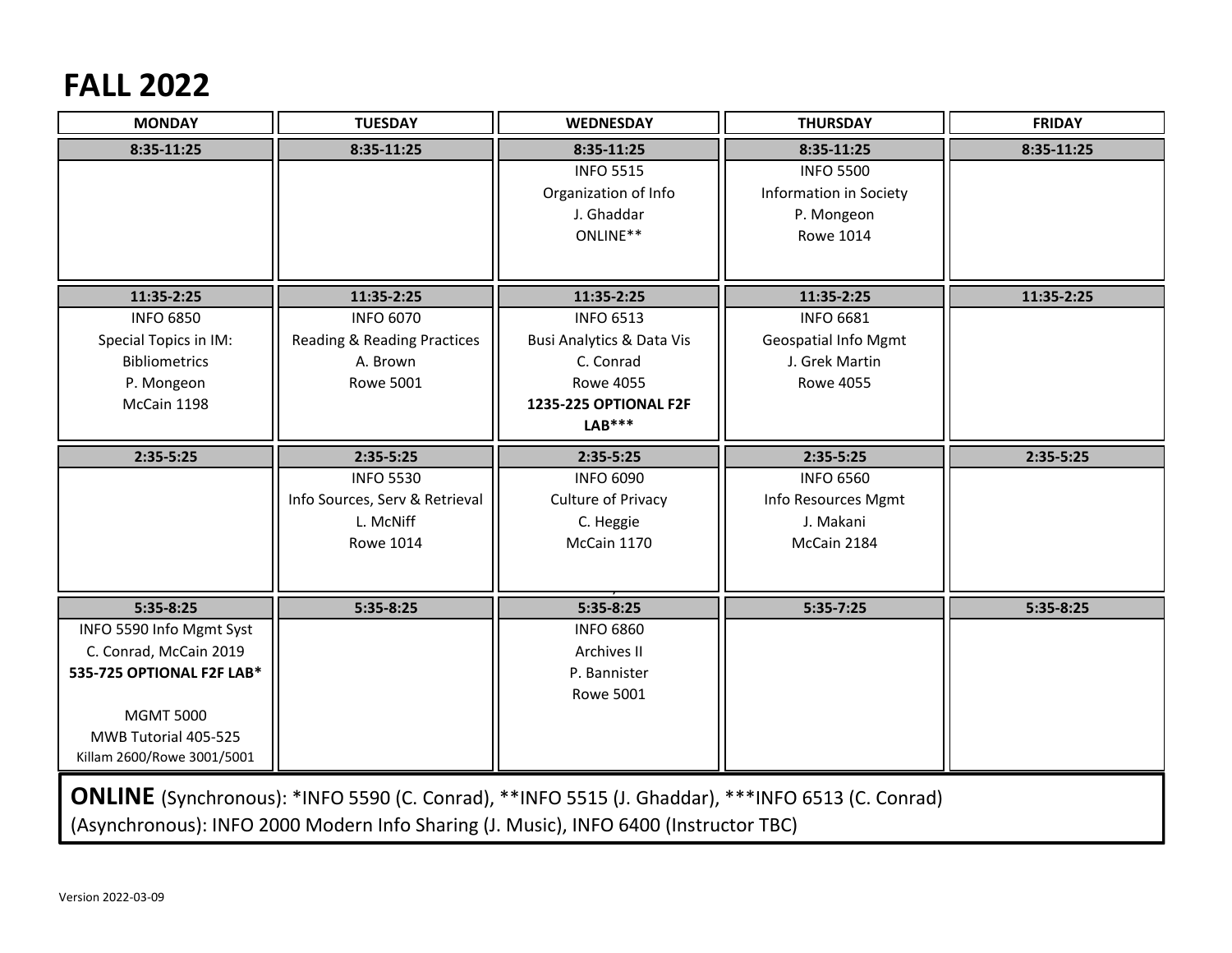# FALL 2022

| MONDAY | TUESDAY | WEDNESDAY | THURSDAY | FRIDAY |
|---|---|---|---|---|
| **8:35-11:25** | **8:35-11:25** | **8:35-11:25** | **8:35-11:25** | **8:35-11:25** |
| | | INFO 5515<br>Organization of Info<br>J. Ghaddar<br>ONLINE** | INFO 5500<br>Information in Society<br>P. Mongeon<br>Rowe 1014 | |
| **11:35-2:25** | **11:35-2:25** | **11:35-2:25** | **11:35-2:25** | **11:35-2:25** |
| INFO 6850<br>Special Topics in IM:<br>Bibliometrics<br>P. Mongeon<br>McCain 1198 | INFO 6070<br>Reading & Reading Practices<br>A. Brown<br>Rowe 5001 | INFO 6513<br>Busi Analytics & Data Vis<br>C. Conrad<br>Rowe 4055<br>**1235-225 OPTIONAL F2F LAB*** ** | INFO 6681<br>Geospatial Info Mgmt<br>J. Grek Martin<br>Rowe 4055 | |
| **2:35-5:25** | **2:35-5:25** | **2:35-5:25** | **2:35-5:25** | **2:35-5:25** |
| | INFO 5530<br>Info Sources, Serv & Retrieval<br>L. McNiff<br>Rowe 1014 | INFO 6090<br>Culture of Privacy<br>C. Heggie<br>McCain 1170 | INFO 6560<br>Info Resources Mgmt<br>J. Makani<br>McCain 2184 | |
| **5:35-8:25** | **5:35-8:25** | **5:35-8:25** | **5:35-7:25** | **5:35-8:25** |
| INFO 5590 Info Mgmt Syst<br>C. Conrad, McCain 2019<br>**535-725 OPTIONAL F2F LAB***<br><br>MGMT 5000<br>MWB Tutorial 405-525<br>Killam 2600/Rowe 3001/5001 | | INFO 6860<br>Archives II<br>P. Bannister<br>Rowe 5001 | | |

**ONLINE** (Synchronous): *INFO 5590 (C. Conrad), **INFO 5515 (J. Ghaddar), ***INFO 6513 (C. Conrad)
(Asynchronous): INFO 2000 Modern Info Sharing (J. Music), INFO 6400 (Instructor TBC)

Version 2022-03-09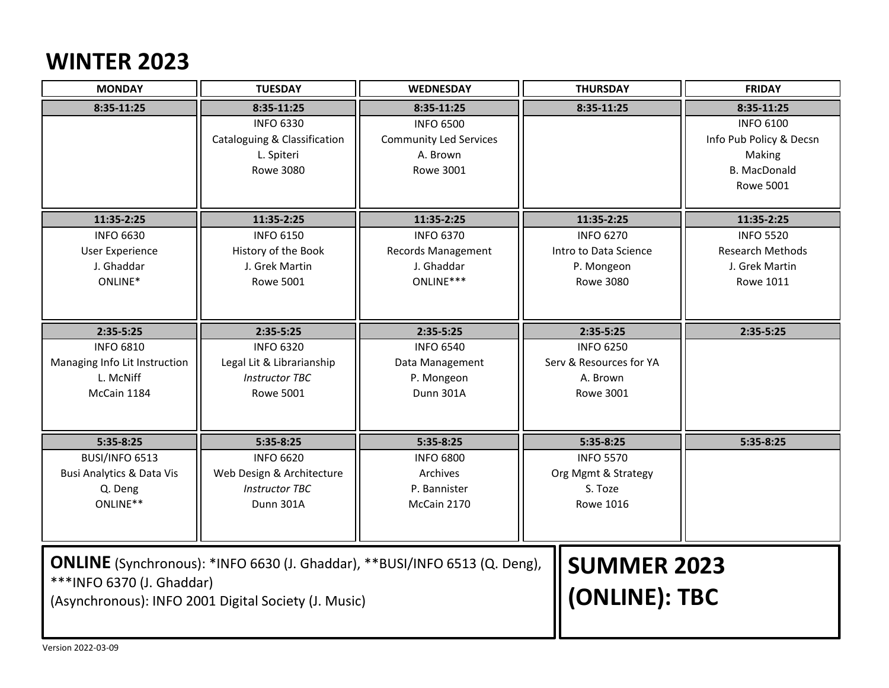# WINTER 2023

| MONDAY | TUESDAY | WEDNESDAY | THURSDAY | FRIDAY |
|---|---|---|---|---|
| **8:35-11:25** | **8:35-11:25** | **8:35-11:25** | **8:35-11:25** | **8:35-11:25** |
| | INFO 6330<br>Cataloguing & Classification<br>L. Spiteri<br>Rowe 3080 | INFO 6500<br>Community Led Services<br>A. Brown<br>Rowe 3001 | | INFO 6100<br>Info Pub Policy & Decsn Making<br>B. MacDonald<br>Rowe 5001 |
| **11:35-2:25** | **11:35-2:25** | **11:35-2:25** | **11:35-2:25** | **11:35-2:25** |
| INFO 6630<br>User Experience<br>J. Ghaddar<br>ONLINE* | INFO 6150<br>History of the Book<br>J. Grek Martin<br>Rowe 5001 | INFO 6370<br>Records Management<br>J. Ghaddar<br>ONLINE*** | INFO 6270<br>Intro to Data Science<br>P. Mongeon<br>Rowe 3080 | INFO 5520<br>Research Methods<br>J. Grek Martin<br>Rowe 1011 |
| **2:35-5:25** | **2:35-5:25** | **2:35-5:25** | **2:35-5:25** | **2:35-5:25** |
| INFO 6810<br>Managing Info Lit Instruction<br>L. McNiff<br>McCain 1184 | INFO 6320<br>Legal Lit & Librarianship<br>*Instructor TBC*<br>Rowe 5001 | INFO 6540<br>Data Management<br>P. Mongeon<br>Dunn 301A | INFO 6250<br>Serv & Resources for YA<br>A. Brown<br>Rowe 3001 | |
| **5:35-8:25** | **5:35-8:25** | **5:35-8:25** | **5:35-8:25** | **5:35-8:25** |
| BUSI/INFO 6513<br>Busi Analytics & Data Vis<br>Q. Deng<br>ONLINE** | INFO 6620<br>Web Design & Architecture<br>*Instructor TBC*<br>Dunn 301A | INFO 6800<br>Archives<br>P. Bannister<br>McCain 2170 | INFO 5570<br>Org Mgmt & Strategy<br>S. Toze<br>Rowe 1016 | |

**ONLINE** (Synchronous): *INFO 6630 (J. Ghaddar), **BUSI/INFO 6513 (Q. Deng), ***INFO 6370 (J. Ghaddar)
(Asynchronous): INFO 2001 Digital Society (J. Music)

**SUMMER 2023 (ONLINE): TBC**

Version 2022-03-09